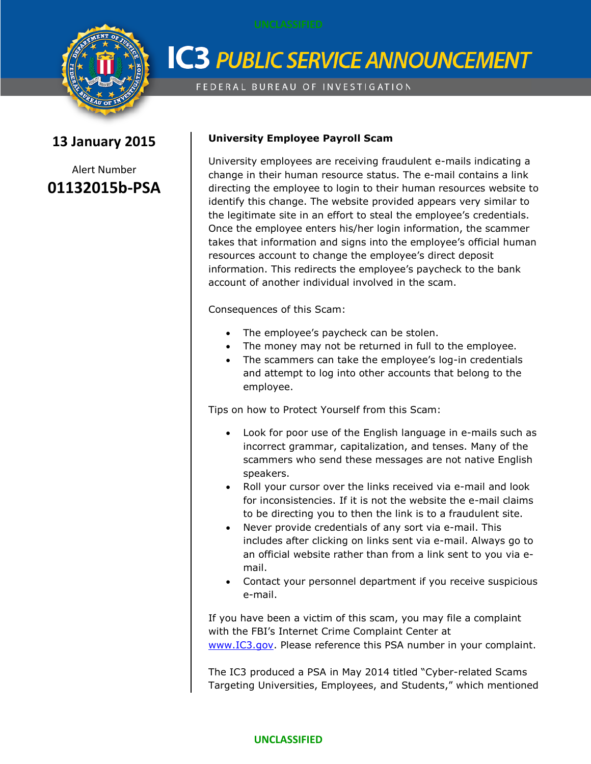UNCLASSIFIED

# IC3 *PUBLIC SERVICE ANNOUNCEMENT*

FEDERAL BUREAU OF INVESTIGATION

**13 January 2015**

Alert Number

**01132015b-PSA**

**University Employee Payroll Scam**

University employees are receiving fraudulent e-mails indicating a change in their human resource status. The e-mail contains a link directing the employee to login to their human resources website to identify this change. The website provided appears very similar to the legitimate site in an effort to steal the employee's credentials. Once the employee enters his/her login information, the scammer takes that information and signs into the employee's official human resources account to change the employee's direct deposit information. This redirects the employee's paycheck to the bank account of another individual involved in the scam.

Consequences of this Scam:

- The employee's paycheck can be stolen.
- The money may not be returned in full to the employee.
- The scammers can take the employee's log-in credentials and attempt to log into other accounts that belong to the employee.

Tips on how to Protect Yourself from this Scam:

- Look for poor use of the English language in e-mails such as incorrect grammar, capitalization, and tenses. Many of the scammers who send these messages are not native English speakers.
- Roll your cursor over the links received via e-mail and look for inconsistencies. If it is not the website the e-mail claims to be directing you to then the link is to a fraudulent site.
- Never provide credentials of any sort via e-mail. This includes after clicking on links sent via e-mail. Always go to an official website rather than from a link sent to you via e-mail.
- Contact your personnel department if you receive suspicious e-mail.

If you have been a victim of this scam, you may file a complaint with the FBI's Internet Crime Complaint Center at www.IC3.gov. Please reference this PSA number in your complaint.

The IC3 produced a PSA in May 2014 titled "Cyber-related Scams Targeting Universities, Employees, and Students," which mentioned

UNCLASSIFIED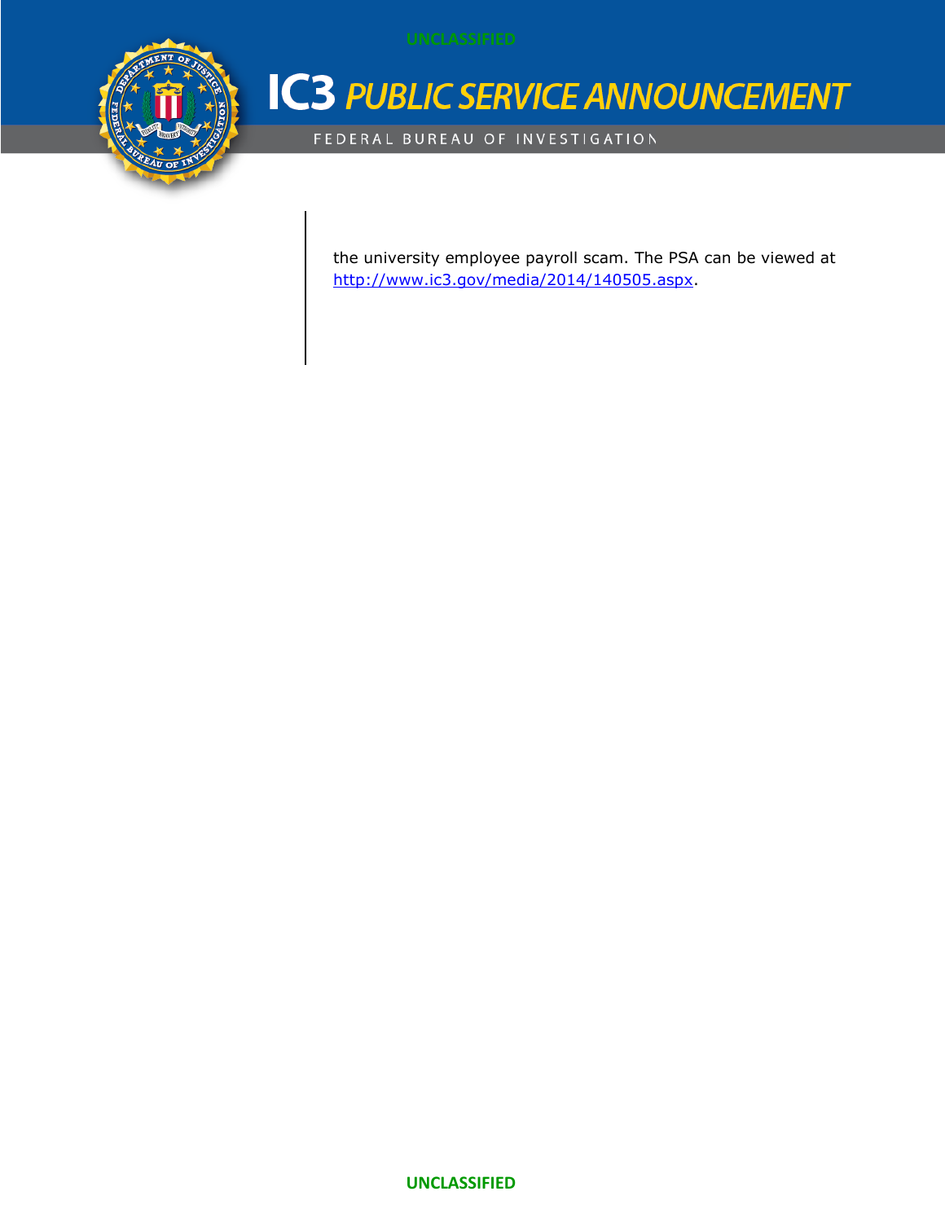the university employee payroll scam. The PSA can be viewed at http://www.ic3.gov/media/2014/140505.aspx.